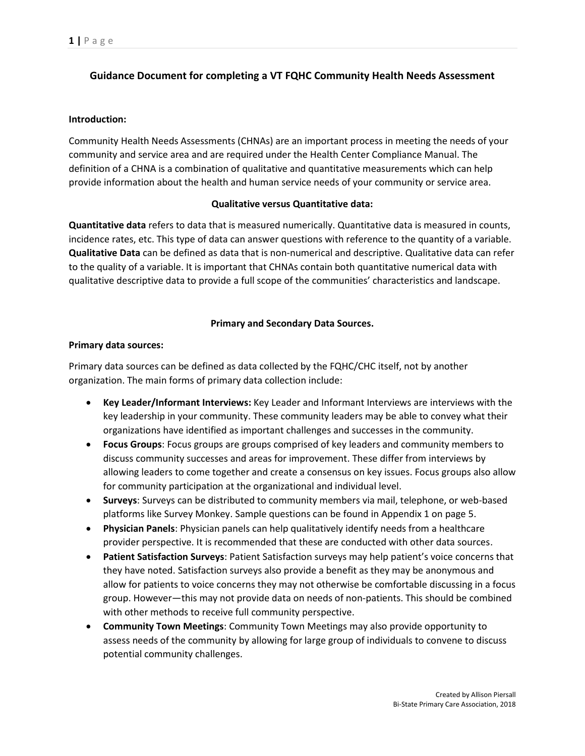# Guidance Document for completing a VT FQHC Community Health Needs Assessment

**Introduction:**

Community Health Needs Assessments (CHNAs) are an important process in meeting the needs of your community and service area and are required under the Health Center Compliance Manual. The definition of a CHNA is a combination of qualitative and quantitative measurements which can help provide information about the health and human service needs of your community or service area.

## Qualitative versus Quantitative data:

**Quantitative data** refers to data that is measured numerically. Quantitative data is measured in counts, incidence rates, etc. This type of data can answer questions with reference to the quantity of a variable. **Qualitative Data** can be defined as data that is non-numerical and descriptive. Qualitative data can refer to the quality of a variable. It is important that CHNAs contain both quantitative numerical data with qualitative descriptive data to provide a full scope of the communities' characteristics and landscape.

## Primary and Secondary Data Sources.

**Primary data sources:**

Primary data sources can be defined as data collected by the FQHC/CHC itself, not by another organization. The main forms of primary data collection include:

- **Key Leader/Informant Interviews:** Key Leader and Informant Interviews are interviews with the key leadership in your community. These community leaders may be able to convey what their organizations have identified as important challenges and successes in the community.
- **Focus Groups**: Focus groups are groups comprised of key leaders and community members to discuss community successes and areas for improvement. These differ from interviews by allowing leaders to come together and create a consensus on key issues. Focus groups also allow for community participation at the organizational and individual level.
- **Surveys**: Surveys can be distributed to community members via mail, telephone, or web-based platforms like Survey Monkey. Sample questions can be found in Appendix 1 on page 5.
- **Physician Panels**: Physician panels can help qualitatively identify needs from a healthcare provider perspective. It is recommended that these are conducted with other data sources.
- **Patient Satisfaction Surveys**: Patient Satisfaction surveys may help patient's voice concerns that they have noted. Satisfaction surveys also provide a benefit as they may be anonymous and allow for patients to voice concerns they may not otherwise be comfortable discussing in a focus group. However—this may not provide data on needs of non-patients. This should be combined with other methods to receive full community perspective.
- **Community Town Meetings**: Community Town Meetings may also provide opportunity to assess needs of the community by allowing for large group of individuals to convene to discuss potential community challenges.

Created by Allison Piersall
Bi-State Primary Care Association, 2018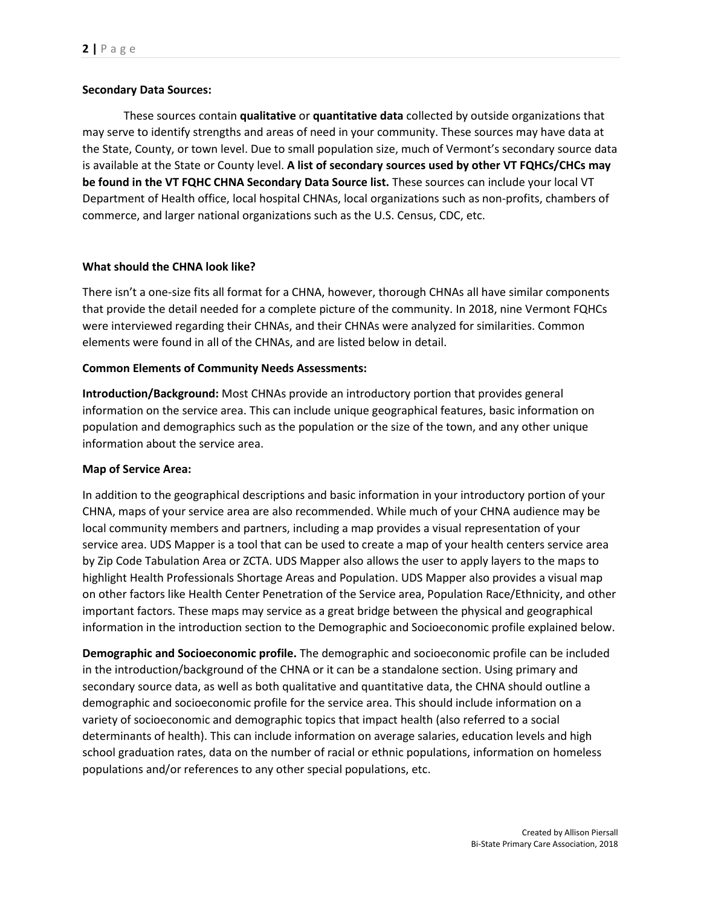**Secondary Data Sources:**

These sources contain **qualitative** or **quantitative data** collected by outside organizations that may serve to identify strengths and areas of need in your community. These sources may have data at the State, County, or town level. Due to small population size, much of Vermont's secondary source data is available at the State or County level. **A list of secondary sources used by other VT FQHCs/CHCs may be found in the VT FQHC CHNA Secondary Data Source list.** These sources can include your local VT Department of Health office, local hospital CHNAs, local organizations such as non-profits, chambers of commerce, and larger national organizations such as the U.S. Census, CDC, etc.

**What should the CHNA look like?**

There isn't a one-size fits all format for a CHNA, however, thorough CHNAs all have similar components that provide the detail needed for a complete picture of the community. In 2018, nine Vermont FQHCs were interviewed regarding their CHNAs, and their CHNAs were analyzed for similarities. Common elements were found in all of the CHNAs, and are listed below in detail.

**Common Elements of Community Needs Assessments:**

**Introduction/Background:** Most CHNAs provide an introductory portion that provides general information on the service area. This can include unique geographical features, basic information on population and demographics such as the population or the size of the town, and any other unique information about the service area.

**Map of Service Area:**

In addition to the geographical descriptions and basic information in your introductory portion of your CHNA, maps of your service area are also recommended. While much of your CHNA audience may be local community members and partners, including a map provides a visual representation of your service area. UDS Mapper is a tool that can be used to create a map of your health centers service area by Zip Code Tabulation Area or ZCTA. UDS Mapper also allows the user to apply layers to the maps to highlight Health Professionals Shortage Areas and Population. UDS Mapper also provides a visual map on other factors like Health Center Penetration of the Service area, Population Race/Ethnicity, and other important factors. These maps may service as a great bridge between the physical and geographical information in the introduction section to the Demographic and Socioeconomic profile explained below.

**Demographic and Socioeconomic profile.** The demographic and socioeconomic profile can be included in the introduction/background of the CHNA or it can be a standalone section. Using primary and secondary source data, as well as both qualitative and quantitative data, the CHNA should outline a demographic and socioeconomic profile for the service area. This should include information on a variety of socioeconomic and demographic topics that impact health (also referred to a social determinants of health). This can include information on average salaries, education levels and high school graduation rates, data on the number of racial or ethnic populations, information on homeless populations and/or references to any other special populations, etc.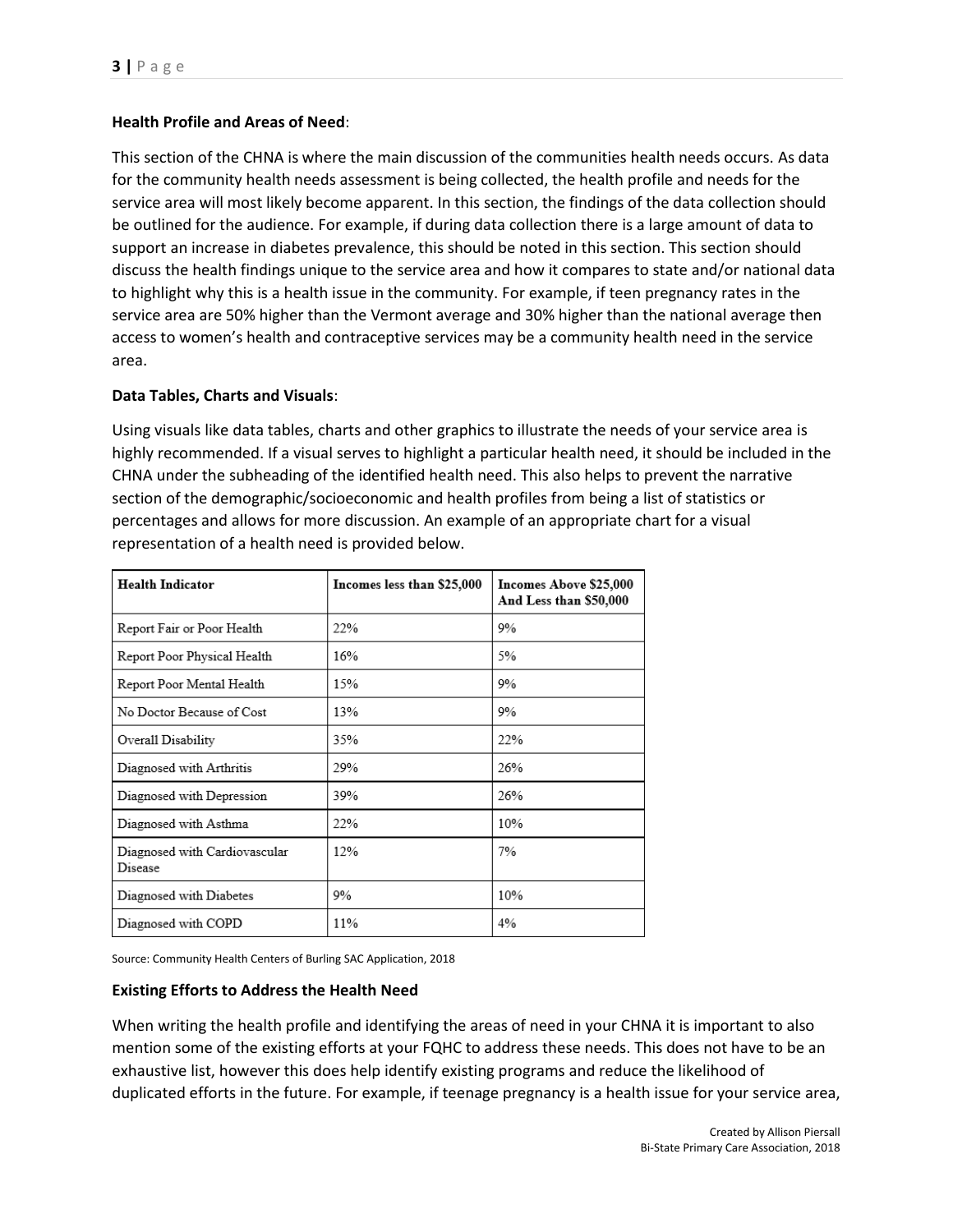**Health Profile and Areas of Need**:

This section of the CHNA is where the main discussion of the communities health needs occurs. As data for the community health needs assessment is being collected, the health profile and needs for the service area will most likely become apparent. In this section, the findings of the data collection should be outlined for the audience. For example, if during data collection there is a large amount of data to support an increase in diabetes prevalence, this should be noted in this section. This section should discuss the health findings unique to the service area and how it compares to state and/or national data to highlight why this is a health issue in the community. For example, if teen pregnancy rates in the service area are 50% higher than the Vermont average and 30% higher than the national average then access to women's health and contraceptive services may be a community health need in the service area.

**Data Tables, Charts and Visuals**:

Using visuals like data tables, charts and other graphics to illustrate the needs of your service area is highly recommended. If a visual serves to highlight a particular health need, it should be included in the CHNA under the subheading of the identified health need. This also helps to prevent the narrative section of the demographic/socioeconomic and health profiles from being a list of statistics or percentages and allows for more discussion. An example of an appropriate chart for a visual representation of a health need is provided below.

| Health Indicator | Incomes less than $25,000 | Incomes Above $25,000 And Less than $50,000 |
|---|---|---|
| Report Fair or Poor Health | 22% | 9% |
| Report Poor Physical Health | 16% | 5% |
| Report Poor Mental Health | 15% | 9% |
| No Doctor Because of Cost | 13% | 9% |
| Overall Disability | 35% | 22% |
| Diagnosed with Arthritis | 29% | 26% |
| Diagnosed with Depression | 39% | 26% |
| Diagnosed with Asthma | 22% | 10% |
| Diagnosed with Cardiovascular Disease | 12% | 7% |
| Diagnosed with Diabetes | 9% | 10% |
| Diagnosed with COPD | 11% | 4% |

Source: Community Health Centers of Burling SAC Application, 2018

**Existing Efforts to Address the Health Need**

When writing the health profile and identifying the areas of need in your CHNA it is important to also mention some of the existing efforts at your FQHC to address these needs. This does not have to be an exhaustive list, however this does help identify existing programs and reduce the likelihood of duplicated efforts in the future. For example, if teenage pregnancy is a health issue for your service area,

Created by Allison Piersall
Bi-State Primary Care Association, 2018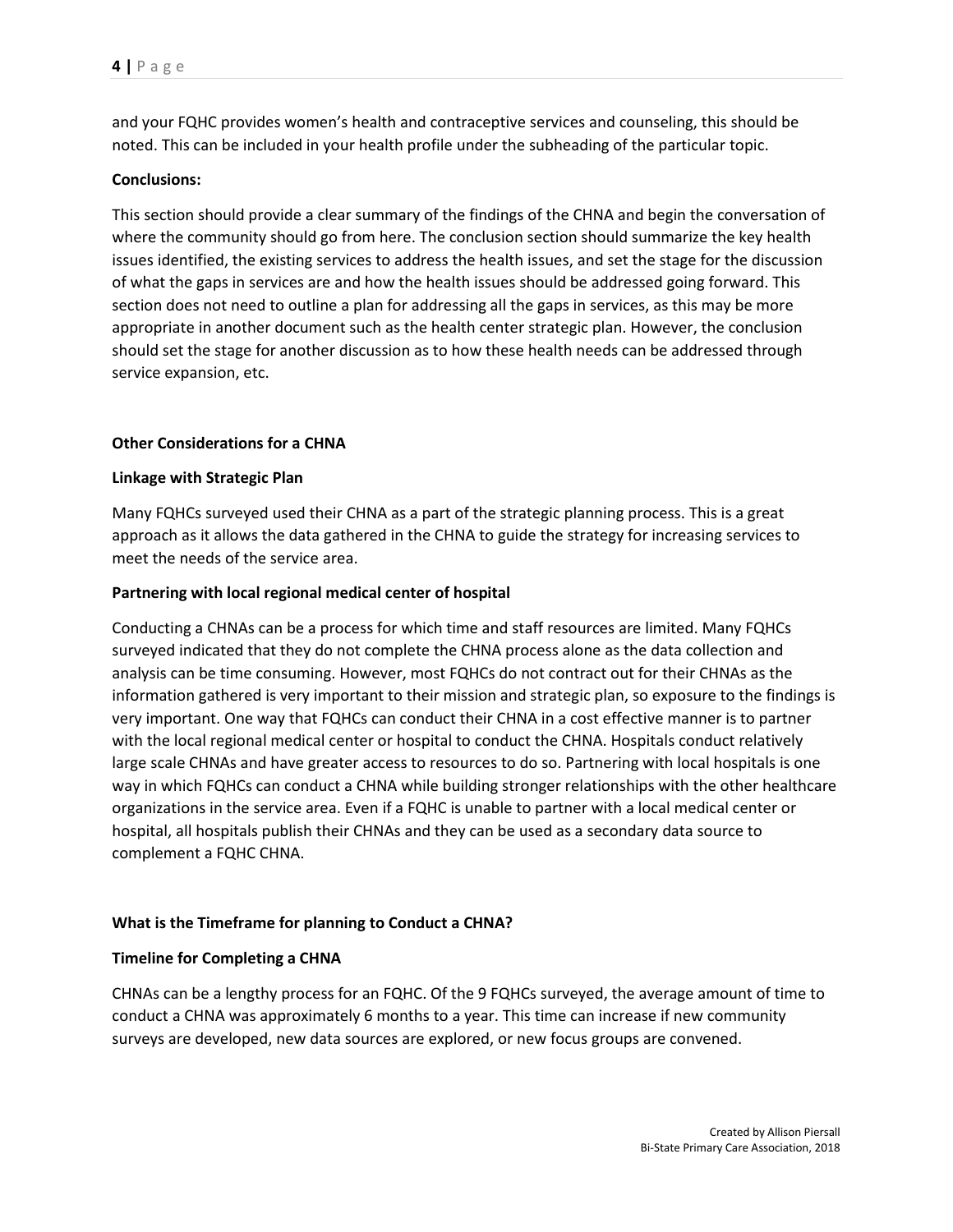and your FQHC provides women's health and contraceptive services and counseling, this should be noted. This can be included in your health profile under the subheading of the particular topic.

**Conclusions:**

This section should provide a clear summary of the findings of the CHNA and begin the conversation of where the community should go from here. The conclusion section should summarize the key health issues identified, the existing services to address the health issues, and set the stage for the discussion of what the gaps in services are and how the health issues should be addressed going forward. This section does not need to outline a plan for addressing all the gaps in services, as this may be more appropriate in another document such as the health center strategic plan. However, the conclusion should set the stage for another discussion as to how these health needs can be addressed through service expansion, etc.

## Other Considerations for a CHNA

### Linkage with Strategic Plan

Many FQHCs surveyed used their CHNA as a part of the strategic planning process. This is a great approach as it allows the data gathered in the CHNA to guide the strategy for increasing services to meet the needs of the service area.

### Partnering with local regional medical center of hospital

Conducting a CHNAs can be a process for which time and staff resources are limited. Many FQHCs surveyed indicated that they do not complete the CHNA process alone as the data collection and analysis can be time consuming. However, most FQHCs do not contract out for their CHNAs as the information gathered is very important to their mission and strategic plan, so exposure to the findings is very important. One way that FQHCs can conduct their CHNA in a cost effective manner is to partner with the local regional medical center or hospital to conduct the CHNA. Hospitals conduct relatively large scale CHNAs and have greater access to resources to do so. Partnering with local hospitals is one way in which FQHCs can conduct a CHNA while building stronger relationships with the other healthcare organizations in the service area. Even if a FQHC is unable to partner with a local medical center or hospital, all hospitals publish their CHNAs and they can be used as a secondary data source to complement a FQHC CHNA.

## What is the Timeframe for planning to Conduct a CHNA?

### Timeline for Completing a CHNA

CHNAs can be a lengthy process for an FQHC. Of the 9 FQHCs surveyed, the average amount of time to conduct a CHNA was approximately 6 months to a year. This time can increase if new community surveys are developed, new data sources are explored, or new focus groups are convened.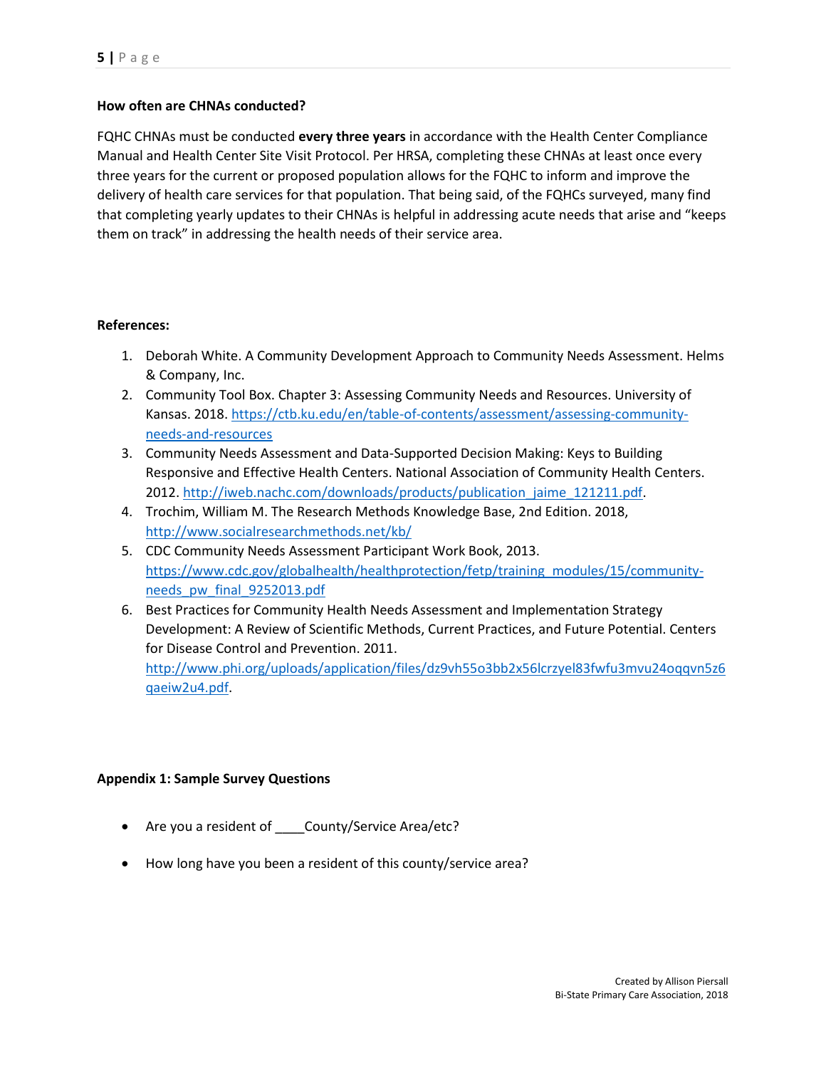**How often are CHNAs conducted?**

FQHC CHNAs must be conducted **every three years** in accordance with the Health Center Compliance Manual and Health Center Site Visit Protocol. Per HRSA, completing these CHNAs at least once every three years for the current or proposed population allows for the FQHC to inform and improve the delivery of health care services for that population. That being said, of the FQHCs surveyed, many find that completing yearly updates to their CHNAs is helpful in addressing acute needs that arise and "keeps them on track" in addressing the health needs of their service area.

**References:**

1. Deborah White. A Community Development Approach to Community Needs Assessment. Helms & Company, Inc.
2. Community Tool Box. Chapter 3: Assessing Community Needs and Resources. University of Kansas. 2018. https://ctb.ku.edu/en/table-of-contents/assessment/assessing-community-needs-and-resources
3. Community Needs Assessment and Data-Supported Decision Making: Keys to Building Responsive and Effective Health Centers. National Association of Community Health Centers. 2012. http://iweb.nachc.com/downloads/products/publication_jaime_121211.pdf.
4. Trochim, William M. The Research Methods Knowledge Base, 2nd Edition. 2018, http://www.socialresearchmethods.net/kb/
5. CDC Community Needs Assessment Participant Work Book, 2013. https://www.cdc.gov/globalhealth/healthprotection/fetp/training_modules/15/community-needs_pw_final_9252013.pdf
6. Best Practices for Community Health Needs Assessment and Implementation Strategy Development: A Review of Scientific Methods, Current Practices, and Future Potential. Centers for Disease Control and Prevention. 2011. http://www.phi.org/uploads/application/files/dz9vh55o3bb2x56lcrzyel83fwfu3mvu24oqqvn5z6qaeiw2u4.pdf.

**Appendix 1: Sample Survey Questions**

- Are you a resident of ____County/Service Area/etc?
- How long have you been a resident of this county/service area?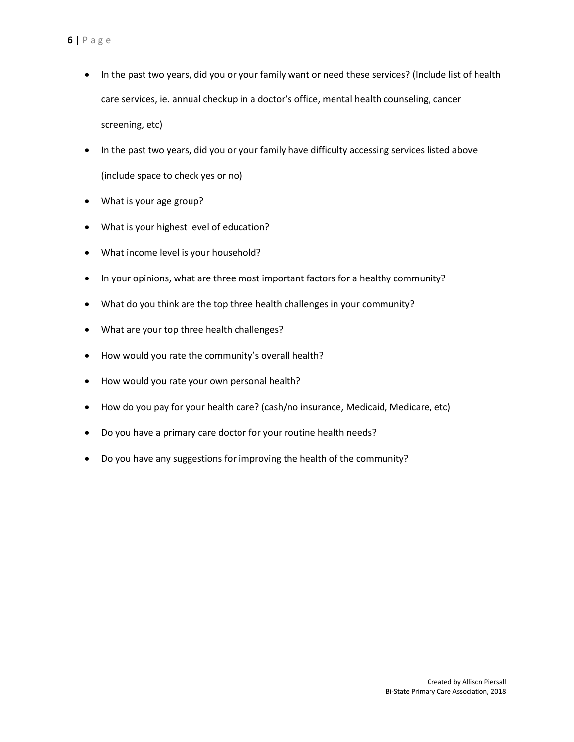- In the past two years, did you or your family want or need these services? (Include list of health care services, ie. annual checkup in a doctor's office, mental health counseling, cancer screening, etc)
- In the past two years, did you or your family have difficulty accessing services listed above (include space to check yes or no)
- What is your age group?
- What is your highest level of education?
- What income level is your household?
- In your opinions, what are three most important factors for a healthy community?
- What do you think are the top three health challenges in your community?
- What are your top three health challenges?
- How would you rate the community's overall health?
- How would you rate your own personal health?
- How do you pay for your health care? (cash/no insurance, Medicaid, Medicare, etc)
- Do you have a primary care doctor for your routine health needs?
- Do you have any suggestions for improving the health of the community?

Created by Allison Piersall
Bi-State Primary Care Association, 2018